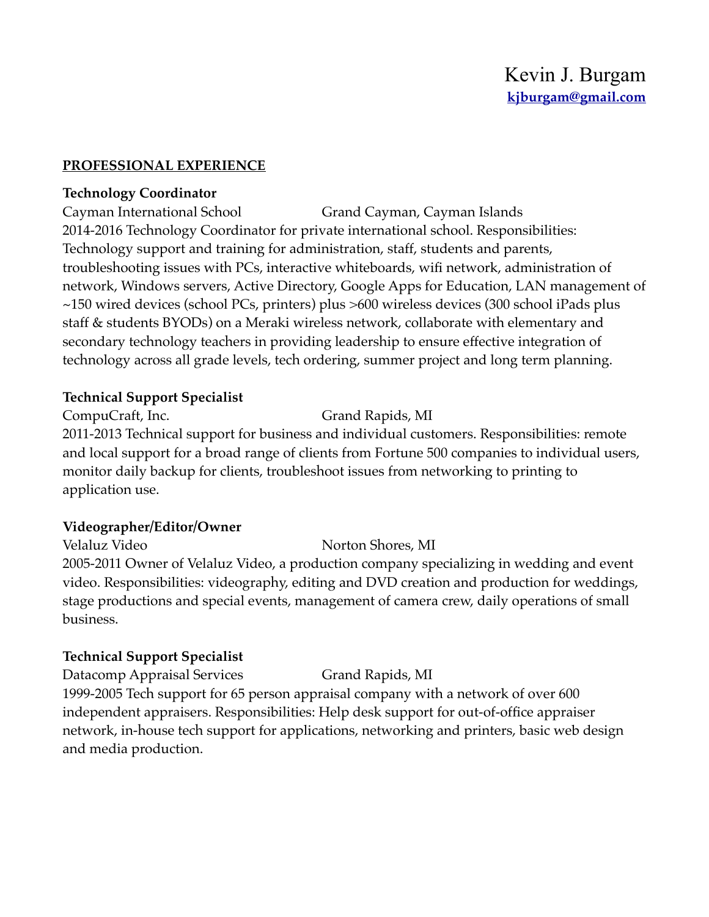# Kevin J. Burgam

**[kjburgam@gmail.com](mailto:kjburgam@gmail.com)**

## PROFESSIONAL EXPERIENCE

**Technology Coordinator**

Cayman International School — Grand Cayman, Cayman Islands

2014-2016 Technology Coordinator for private international school. Responsibilities: Technology support and training for administration, staff, students and parents, troubleshooting issues with PCs, interactive whiteboards, wifi network, administration of network, Windows servers, Active Directory, Google Apps for Education, LAN management of ~150 wired devices (school PCs, printers) plus >600 wireless devices (300 school iPads plus staff & students BYODs) on a Meraki wireless network, collaborate with elementary and secondary technology teachers in providing leadership to ensure effective integration of technology across all grade levels, tech ordering, summer project and long term planning.

**Technical Support Specialist**

CompuCraft, Inc. — Grand Rapids, MI

2011-2013 Technical support for business and individual customers. Responsibilities: remote and local support for a broad range of clients from Fortune 500 companies to individual users, monitor daily backup for clients, troubleshoot issues from networking to printing to application use.

**Videographer/Editor/Owner**

Velaluz Video — Norton Shores, MI

2005-2011 Owner of Velaluz Video, a production company specializing in wedding and event video. Responsibilities: videography, editing and DVD creation and production for weddings, stage productions and special events, management of camera crew, daily operations of small business.

**Technical Support Specialist**

Datacomp Appraisal Services — Grand Rapids, MI

1999-2005 Tech support for 65 person appraisal company with a network of over 600 independent appraisers. Responsibilities: Help desk support for out-of-office appraiser network, in-house tech support for applications, networking and printers, basic web design and media production.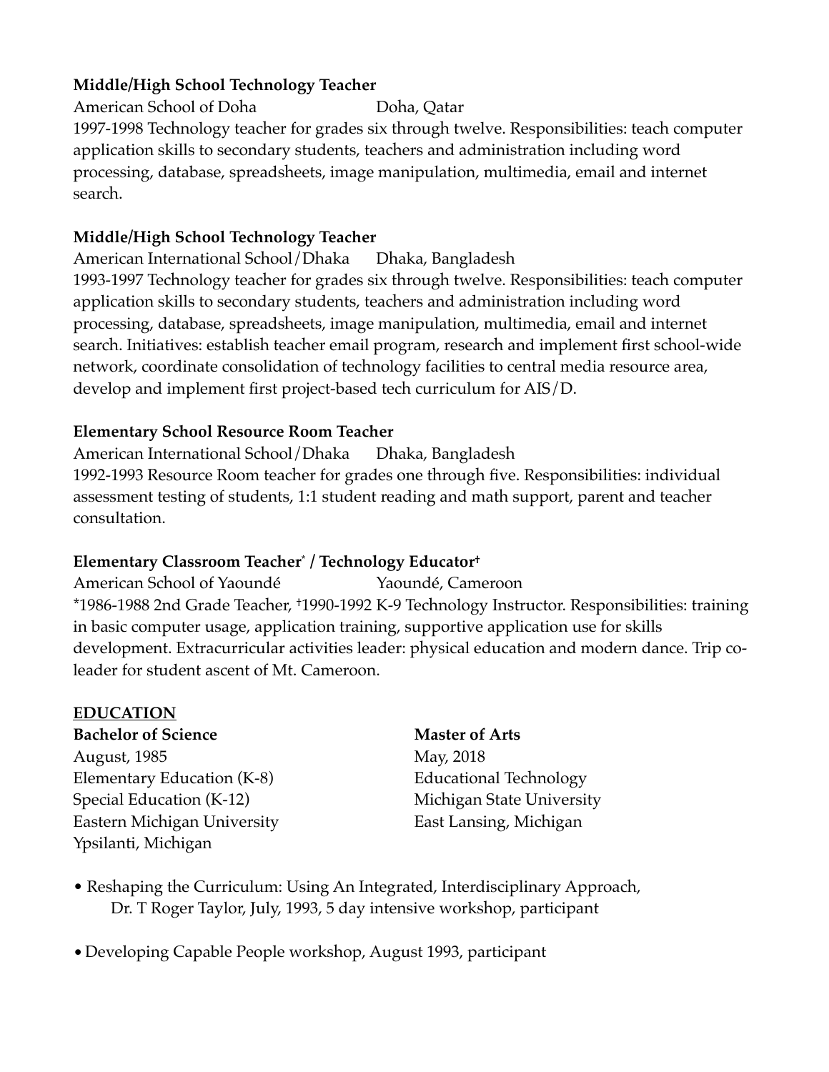**Middle/High School Technology Teacher**
American School of Doha Doha, Qatar
1997-1998 Technology teacher for grades six through twelve. Responsibilities: teach computer application skills to secondary students, teachers and administration including word processing, database, spreadsheets, image manipulation, multimedia, email and internet search.

**Middle/High School Technology Teacher**
American International School/Dhaka Dhaka, Bangladesh
1993-1997 Technology teacher for grades six through twelve. Responsibilities: teach computer application skills to secondary students, teachers and administration including word processing, database, spreadsheets, image manipulation, multimedia, email and internet search. Initiatives: establish teacher email program, research and implement first school-wide network, coordinate consolidation of technology facilities to central media resource area, develop and implement first project-based tech curriculum for AIS/D.

**Elementary School Resource Room Teacher**
American International School/Dhaka Dhaka, Bangladesh
1992-1993 Resource Room teacher for grades one through five. Responsibilities: individual assessment testing of students, 1:1 student reading and math support, parent and teacher consultation.

**Elementary Classroom Teacher* / Technology Educator†**
American School of Yaoundé Yaoundé, Cameroon
*1986-1988 2nd Grade Teacher, †1990-1992 K-9 Technology Instructor. Responsibilities: training in basic computer usage, application training, supportive application use for skills development. Extracurricular activities leader: physical education and modern dance. Trip co-leader for student ascent of Mt. Cameroon.

**<u>EDUCATION</u>**

**Bachelor of Science**
August, 1985
Elementary Education (K-8)
Special Education (K-12)
Eastern Michigan University
Ypsilanti, Michigan

**Master of Arts**
May, 2018
Educational Technology
Michigan State University
East Lansing, Michigan

- Reshaping the Curriculum: Using An Integrated, Interdisciplinary Approach, Dr. T Roger Taylor, July, 1993, 5 day intensive workshop, participant

- Developing Capable People workshop, August 1993, participant